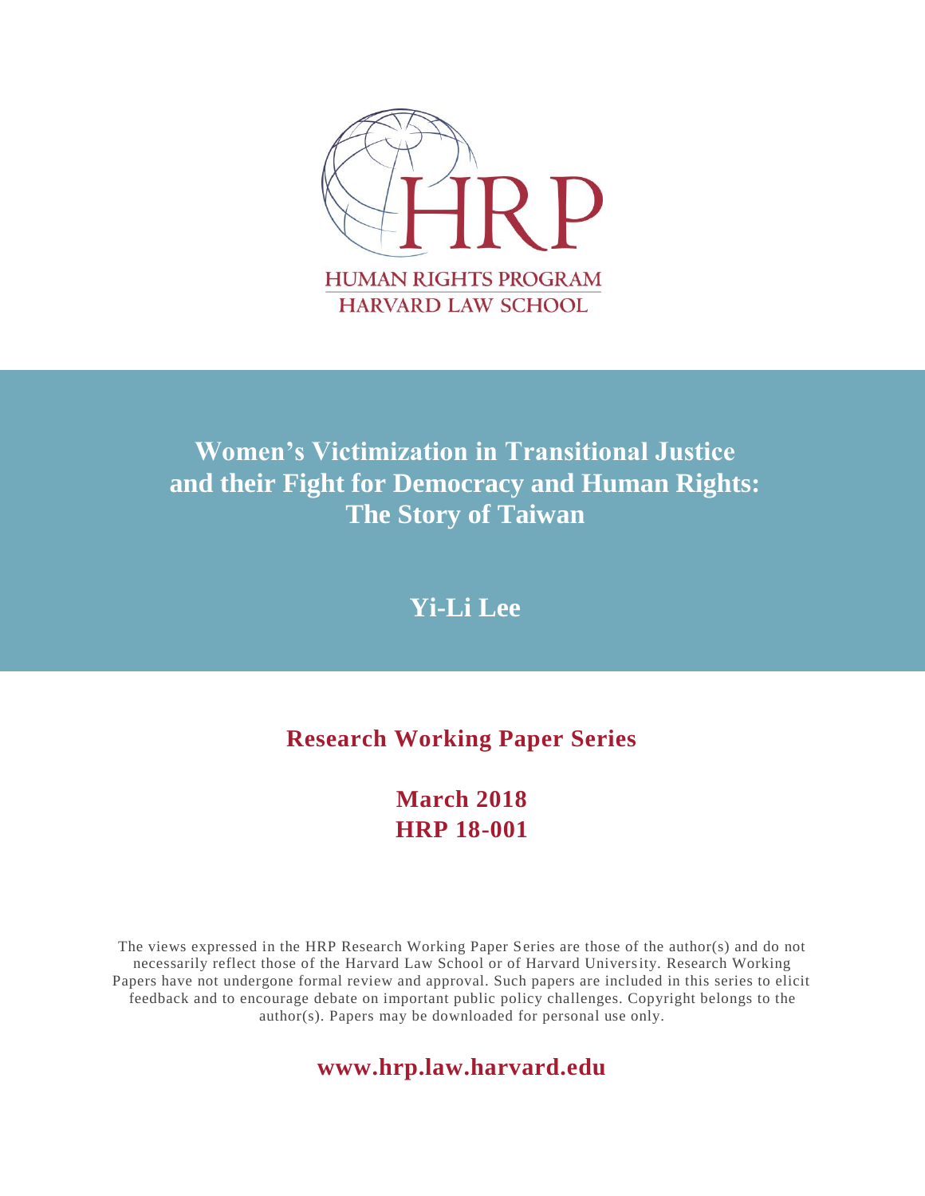HRP

HUMAN RIGHTS PROGRAM
HARVARD LAW SCHOOL

# Women's Victimization in Transitional Justice and their Fight for Democracy and Human Rights: The Story of Taiwan

**Yi-Li Lee**

## Research Working Paper Series

**March 2018**
**HRP 18-001**

The views expressed in the HRP Research Working Paper Series are those of the author(s) and do not necessarily reflect those of the Harvard Law School or of Harvard University. Research Working Papers have not undergone formal review and approval. Such papers are included in this series to elicit feedback and to encourage debate on important public policy challenges. Copyright belongs to the author(s). Papers may be downloaded for personal use only.

**www.hrp.law.harvard.edu**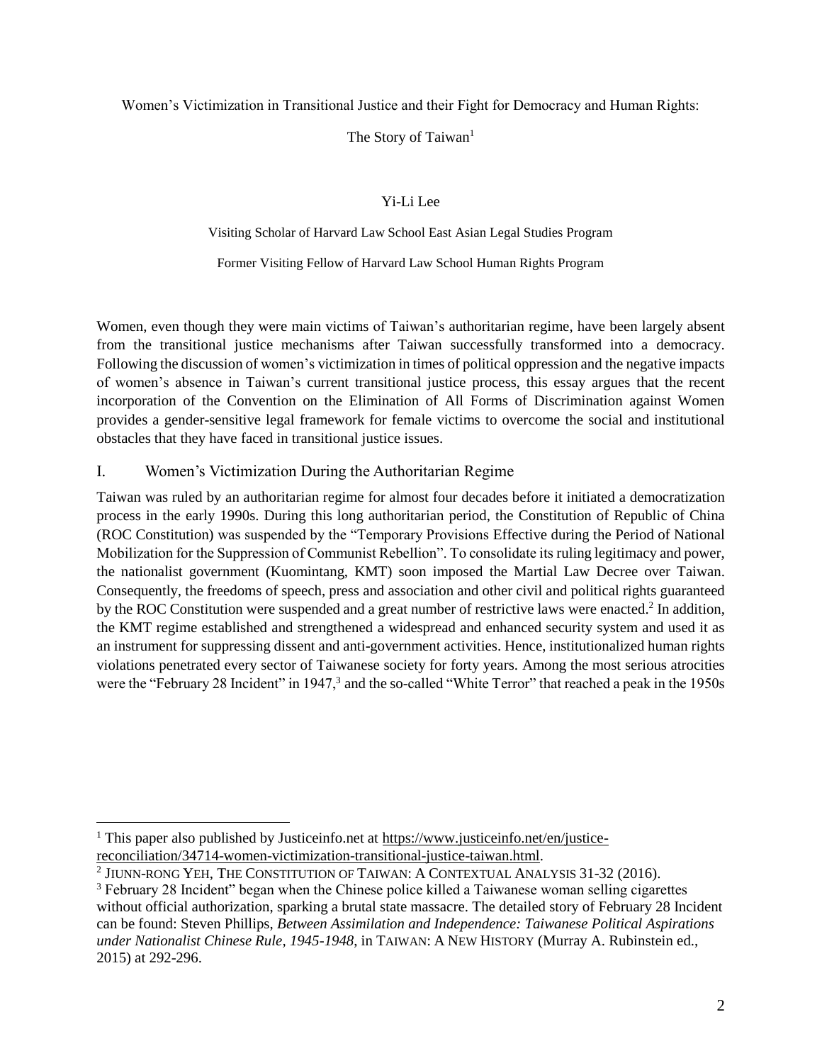Women's Victimization in Transitional Justice and their Fight for Democracy and Human Rights:

The Story of Taiwan[1]

Yi-Li Lee

Visiting Scholar of Harvard Law School East Asian Legal Studies Program

Former Visiting Fellow of Harvard Law School Human Rights Program

Women, even though they were main victims of Taiwan's authoritarian regime, have been largely absent from the transitional justice mechanisms after Taiwan successfully transformed into a democracy. Following the discussion of women's victimization in times of political oppression and the negative impacts of women's absence in Taiwan's current transitional justice process, this essay argues that the recent incorporation of the Convention on the Elimination of All Forms of Discrimination against Women provides a gender-sensitive legal framework for female victims to overcome the social and institutional obstacles that they have faced in transitional justice issues.

## I. Women's Victimization During the Authoritarian Regime

Taiwan was ruled by an authoritarian regime for almost four decades before it initiated a democratization process in the early 1990s. During this long authoritarian period, the Constitution of Republic of China (ROC Constitution) was suspended by the "Temporary Provisions Effective during the Period of National Mobilization for the Suppression of Communist Rebellion". To consolidate its ruling legitimacy and power, the nationalist government (Kuomintang, KMT) soon imposed the Martial Law Decree over Taiwan. Consequently, the freedoms of speech, press and association and other civil and political rights guaranteed by the ROC Constitution were suspended and a great number of restrictive laws were enacted.[2] In addition, the KMT regime established and strengthened a widespread and enhanced security system and used it as an instrument for suppressing dissent and anti-government activities. Hence, institutionalized human rights violations penetrated every sector of Taiwanese society for forty years. Among the most serious atrocities were the "February 28 Incident" in 1947,[3] and the so-called "White Terror" that reached a peak in the 1950s

---

[1] This paper also published by Justiceinfo.net at https://www.justiceinfo.net/en/justice-reconciliation/34714-women-victimization-transitional-justice-taiwan.html.

[2] JIUNN-RONG YEH, THE CONSTITUTION OF TAIWAN: A CONTEXTUAL ANALYSIS 31-32 (2016).

[3] February 28 Incident" began when the Chinese police killed a Taiwanese woman selling cigarettes without official authorization, sparking a brutal state massacre. The detailed story of February 28 Incident can be found: Steven Phillips, *Between Assimilation and Independence: Taiwanese Political Aspirations under Nationalist Chinese Rule, 1945-1948,* in TAIWAN: A NEW HISTORY (Murray A. Rubinstein ed., 2015) at 292-296.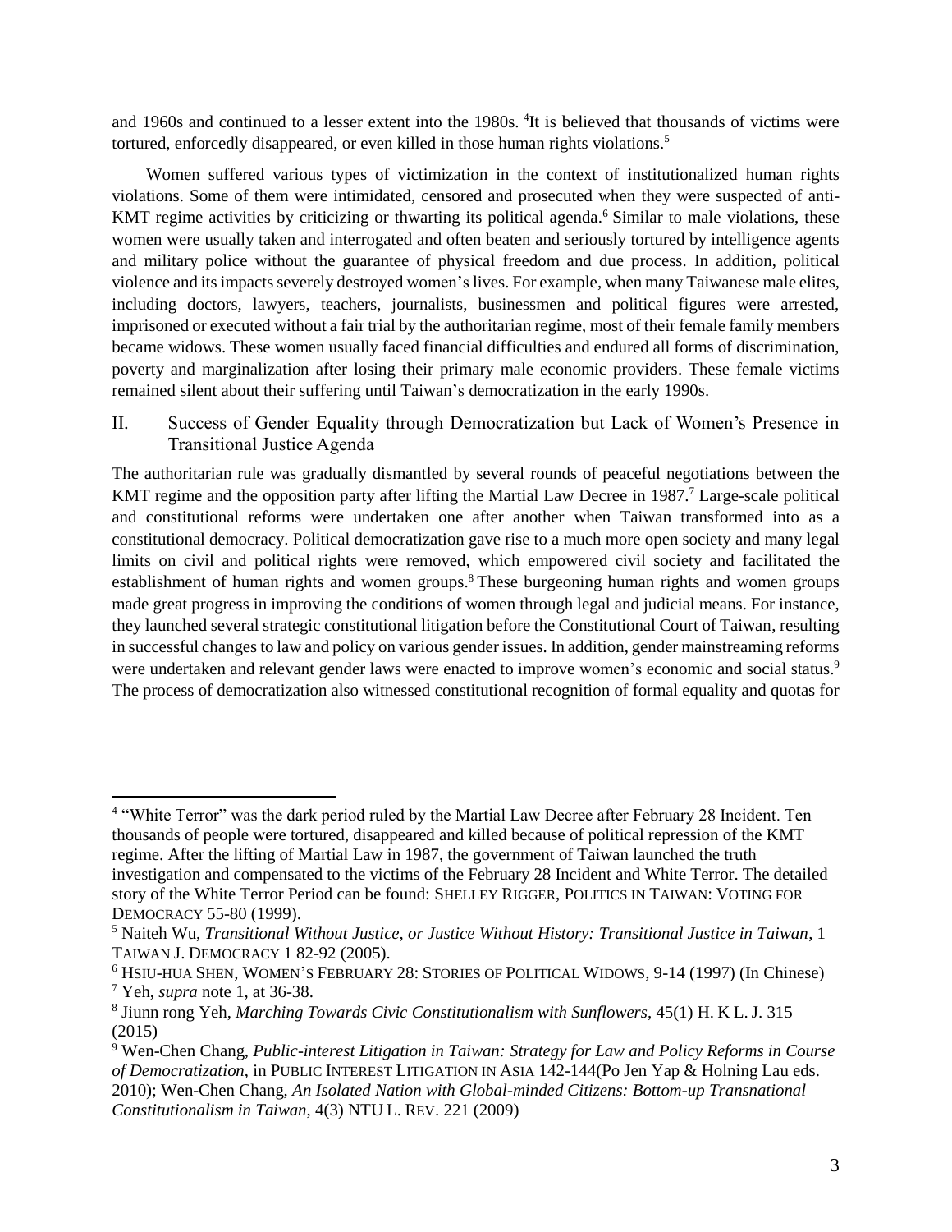and 1960s and continued to a lesser extent into the 1980s. [4]It is believed that thousands of victims were tortured, enforcedly disappeared, or even killed in those human rights violations.[5]

Women suffered various types of victimization in the context of institutionalized human rights violations. Some of them were intimidated, censored and prosecuted when they were suspected of anti-KMT regime activities by criticizing or thwarting its political agenda.[6] Similar to male violations, these women were usually taken and interrogated and often beaten and seriously tortured by intelligence agents and military police without the guarantee of physical freedom and due process. In addition, political violence and its impacts severely destroyed women's lives. For example, when many Taiwanese male elites, including doctors, lawyers, teachers, journalists, businessmen and political figures were arrested, imprisoned or executed without a fair trial by the authoritarian regime, most of their female family members became widows. These women usually faced financial difficulties and endured all forms of discrimination, poverty and marginalization after losing their primary male economic providers. These female victims remained silent about their suffering until Taiwan's democratization in the early 1990s.

## II. Success of Gender Equality through Democratization but Lack of Women's Presence in Transitional Justice Agenda

The authoritarian rule was gradually dismantled by several rounds of peaceful negotiations between the KMT regime and the opposition party after lifting the Martial Law Decree in 1987.[7] Large-scale political and constitutional reforms were undertaken one after another when Taiwan transformed into as a constitutional democracy. Political democratization gave rise to a much more open society and many legal limits on civil and political rights were removed, which empowered civil society and facilitated the establishment of human rights and women groups.[8] These burgeoning human rights and women groups made great progress in improving the conditions of women through legal and judicial means. For instance, they launched several strategic constitutional litigation before the Constitutional Court of Taiwan, resulting in successful changes to law and policy on various gender issues. In addition, gender mainstreaming reforms were undertaken and relevant gender laws were enacted to improve women's economic and social status.[9] The process of democratization also witnessed constitutional recognition of formal equality and quotas for

---

[4] "White Terror" was the dark period ruled by the Martial Law Decree after February 28 Incident. Ten thousands of people were tortured, disappeared and killed because of political repression of the KMT regime. After the lifting of Martial Law in 1987, the government of Taiwan launched the truth investigation and compensated to the victims of the February 28 Incident and White Terror. The detailed story of the White Terror Period can be found: SHELLEY RIGGER, POLITICS IN TAIWAN: VOTING FOR DEMOCRACY 55-80 (1999).

[5] Naiteh Wu, *Transitional Without Justice, or Justice Without History: Transitional Justice in Taiwan*, 1 TAIWAN J. DEMOCRACY 1 82-92 (2005).

[6] HSIU-HUA SHEN, WOMEN'S FEBRUARY 28: STORIES OF POLITICAL WIDOWS, 9-14 (1997) (In Chinese)

[7] Yeh, *supra* note 1, at 36-38.

[8] Jiunn rong Yeh, *Marching Towards Civic Constitutionalism with Sunflowers*, 45(1) H. K L. J. 315 (2015)

[9] Wen-Chen Chang, *Public-interest Litigation in Taiwan: Strategy for Law and Policy Reforms in Course of Democratization*, in PUBLIC INTEREST LITIGATION IN ASIA 142-144(Po Jen Yap & Holning Lau eds. 2010); Wen-Chen Chang, *An Isolated Nation with Global-minded Citizens: Bottom-up Transnational Constitutionalism in Taiwan*, 4(3) NTU L. REV. 221 (2009)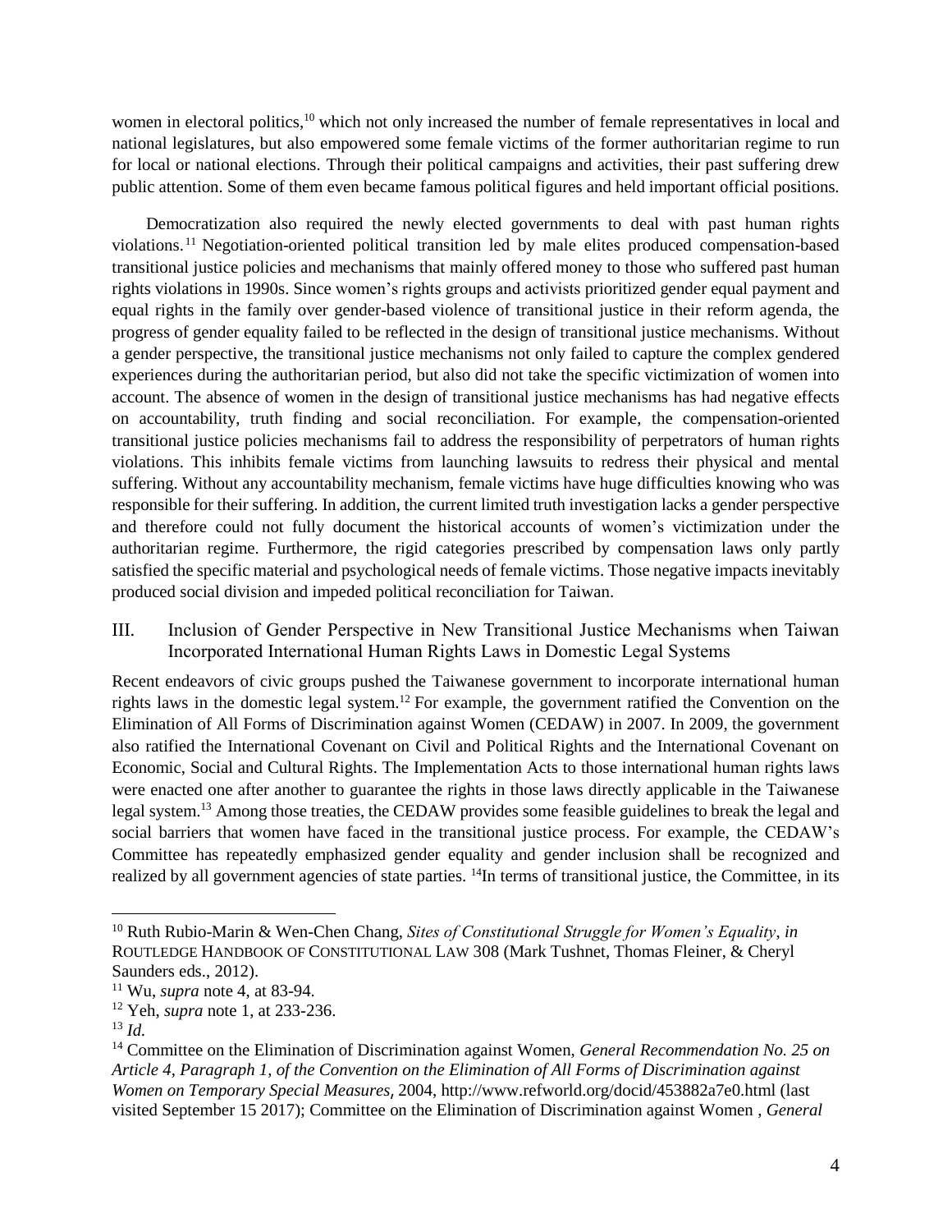women in electoral politics,[10] which not only increased the number of female representatives in local and national legislatures, but also empowered some female victims of the former authoritarian regime to run for local or national elections. Through their political campaigns and activities, their past suffering drew public attention. Some of them even became famous political figures and held important official positions.

Democratization also required the newly elected governments to deal with past human rights violations.[11] Negotiation-oriented political transition led by male elites produced compensation-based transitional justice policies and mechanisms that mainly offered money to those who suffered past human rights violations in 1990s. Since women's rights groups and activists prioritized gender equal payment and equal rights in the family over gender-based violence of transitional justice in their reform agenda, the progress of gender equality failed to be reflected in the design of transitional justice mechanisms. Without a gender perspective, the transitional justice mechanisms not only failed to capture the complex gendered experiences during the authoritarian period, but also did not take the specific victimization of women into account. The absence of women in the design of transitional justice mechanisms has had negative effects on accountability, truth finding and social reconciliation. For example, the compensation-oriented transitional justice policies mechanisms fail to address the responsibility of perpetrators of human rights violations. This inhibits female victims from launching lawsuits to redress their physical and mental suffering. Without any accountability mechanism, female victims have huge difficulties knowing who was responsible for their suffering. In addition, the current limited truth investigation lacks a gender perspective and therefore could not fully document the historical accounts of women's victimization under the authoritarian regime. Furthermore, the rigid categories prescribed by compensation laws only partly satisfied the specific material and psychological needs of female victims. Those negative impacts inevitably produced social division and impeded political reconciliation for Taiwan.

## III. Inclusion of Gender Perspective in New Transitional Justice Mechanisms when Taiwan Incorporated International Human Rights Laws in Domestic Legal Systems

Recent endeavors of civic groups pushed the Taiwanese government to incorporate international human rights laws in the domestic legal system.[12] For example, the government ratified the Convention on the Elimination of All Forms of Discrimination against Women (CEDAW) in 2007. In 2009, the government also ratified the International Covenant on Civil and Political Rights and the International Covenant on Economic, Social and Cultural Rights. The Implementation Acts to those international human rights laws were enacted one after another to guarantee the rights in those laws directly applicable in the Taiwanese legal system.[13] Among those treaties, the CEDAW provides some feasible guidelines to break the legal and social barriers that women have faced in the transitional justice process. For example, the CEDAW's Committee has repeatedly emphasized gender equality and gender inclusion shall be recognized and realized by all government agencies of state parties. [14]In terms of transitional justice, the Committee, in its

---

[10] Ruth Rubio-Marin & Wen-Chen Chang, *Sites of Constitutional Struggle for Women's Equality*, *in* ROUTLEDGE HANDBOOK OF CONSTITUTIONAL LAW 308 (Mark Tushnet, Thomas Fleiner, & Cheryl Saunders eds., 2012).

[11] Wu, *supra* note 4, at 83-94.

[12] Yeh, *supra* note 1, at 233-236.

[13] *Id.*

[14] Committee on the Elimination of Discrimination against Women, *General Recommendation No. 25 on Article 4, Paragraph 1, of the Convention on the Elimination of All Forms of Discrimination against Women on Temporary Special Measures,* 2004, http://www.refworld.org/docid/453882a7e0.html (last visited September 15 2017); Committee on the Elimination of Discrimination against Women , *General*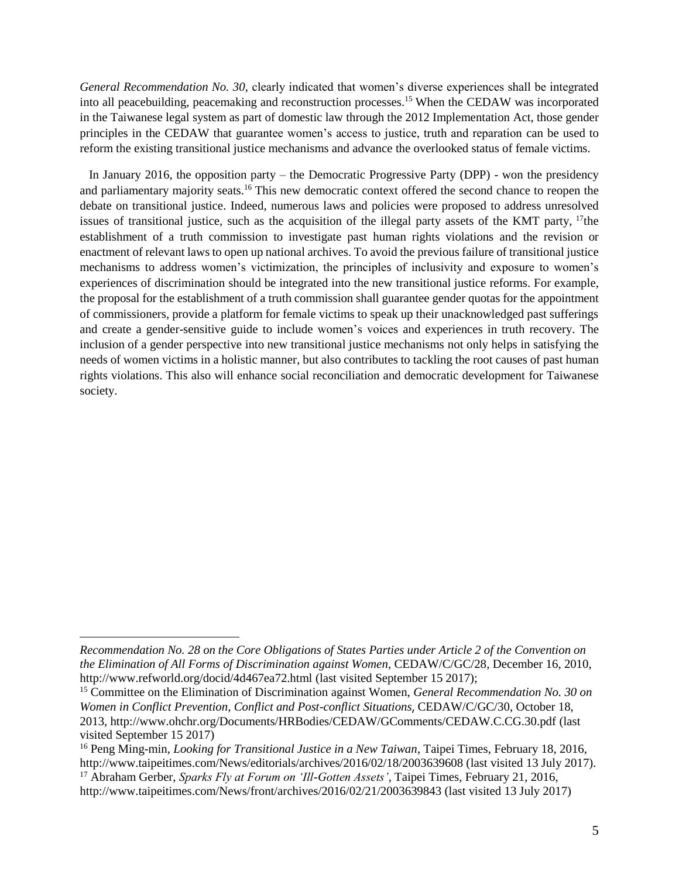*General Recommendation No. 30*, clearly indicated that women's diverse experiences shall be integrated into all peacebuilding, peacemaking and reconstruction processes.[15] When the CEDAW was incorporated in the Taiwanese legal system as part of domestic law through the 2012 Implementation Act, those gender principles in the CEDAW that guarantee women's access to justice, truth and reparation can be used to reform the existing transitional justice mechanisms and advance the overlooked status of female victims.

In January 2016, the opposition party – the Democratic Progressive Party (DPP) - won the presidency and parliamentary majority seats.[16] This new democratic context offered the second chance to reopen the debate on transitional justice. Indeed, numerous laws and policies were proposed to address unresolved issues of transitional justice, such as the acquisition of the illegal party assets of the KMT party, [17]the establishment of a truth commission to investigate past human rights violations and the revision or enactment of relevant laws to open up national archives. To avoid the previous failure of transitional justice mechanisms to address women's victimization, the principles of inclusivity and exposure to women's experiences of discrimination should be integrated into the new transitional justice reforms. For example, the proposal for the establishment of a truth commission shall guarantee gender quotas for the appointment of commissioners, provide a platform for female victims to speak up their unacknowledged past sufferings and create a gender-sensitive guide to include women's voices and experiences in truth recovery. The inclusion of a gender perspective into new transitional justice mechanisms not only helps in satisfying the needs of women victims in a holistic manner, but also contributes to tackling the root causes of past human rights violations. This also will enhance social reconciliation and democratic development for Taiwanese society.

---

*Recommendation No. 28 on the Core Obligations of States Parties under Article 2 of the Convention on the Elimination of All Forms of Discrimination against Women*, CEDAW/C/GC/28, December 16, 2010, http://www.refworld.org/docid/4d467ea72.html (last visited September 15 2017);

[15] Committee on the Elimination of Discrimination against Women, *General Recommendation No. 30 on Women in Conflict Prevention, Conflict and Post-conflict Situations,* CEDAW/C/GC/30, October 18, 2013, http://www.ohchr.org/Documents/HRBodies/CEDAW/GComments/CEDAW.C.CG.30.pdf (last visited September 15 2017)

[16] Peng Ming-min, *Looking for Transitional Justice in a New Taiwan*, Taipei Times, February 18, 2016, http://www.taipeitimes.com/News/editorials/archives/2016/02/18/2003639608 (last visited 13 July 2017).

[17] Abraham Gerber, *Sparks Fly at Forum on 'Ill-Gotten Assets'*, Taipei Times, February 21, 2016, http://www.taipeitimes.com/News/front/archives/2016/02/21/2003639843 (last visited 13 July 2017)